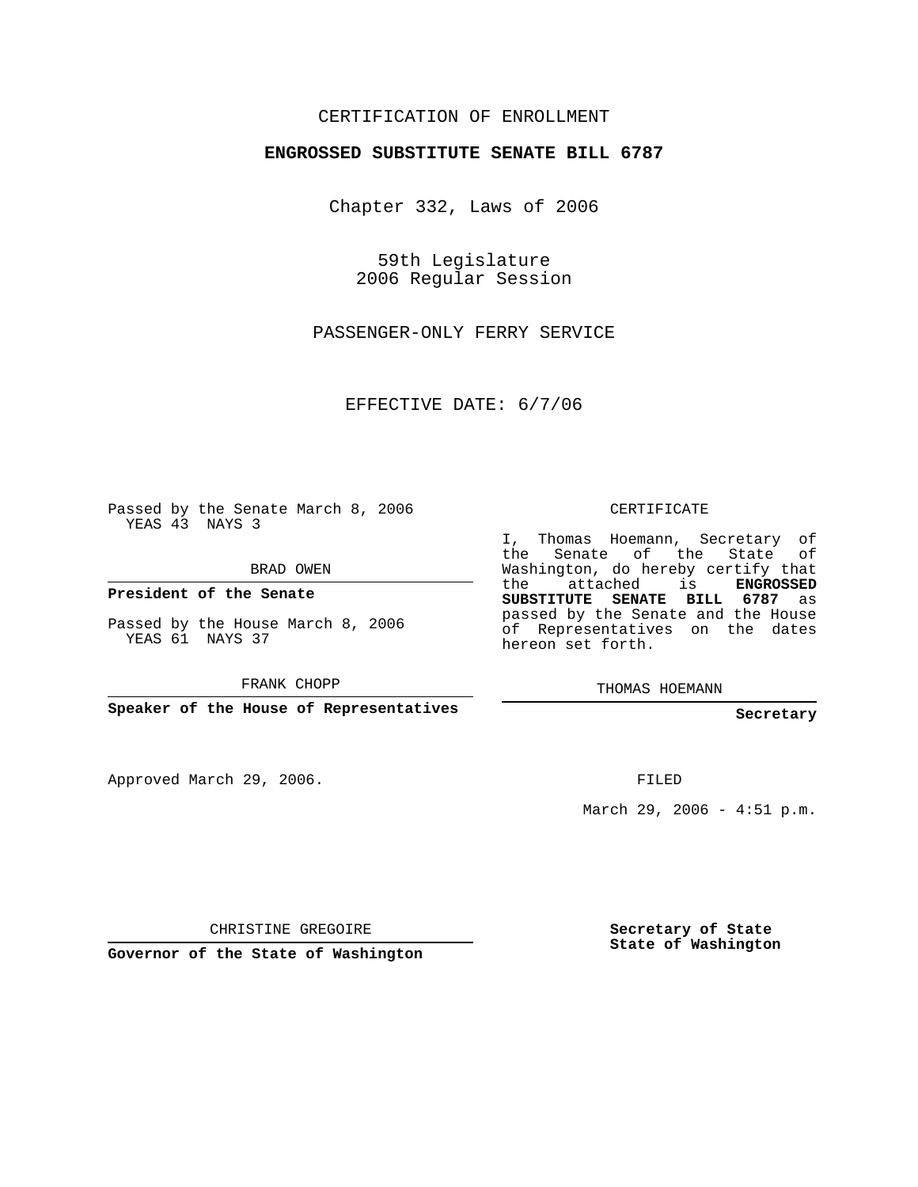CERTIFICATION OF ENROLLMENT

# ENGROSSED SUBSTITUTE SENATE BILL 6787

Chapter 332, Laws of 2006

59th Legislature
2006 Regular Session

PASSENGER-ONLY FERRY SERVICE

EFFECTIVE DATE: 6/7/06

Passed by the Senate March 8, 2006
YEAS 43 NAYS 3

BRAD OWEN

**President of the Senate**

Passed by the House March 8, 2006
YEAS 61 NAYS 37

FRANK CHOPP

**Speaker of the House of Representatives**

CERTIFICATE

I, Thomas Hoemann, Secretary of the Senate of the State of Washington, do hereby certify that the attached is **ENGROSSED SUBSTITUTE SENATE BILL 6787** as passed by the Senate and the House of Representatives on the dates hereon set forth.

THOMAS HOEMANN

**Secretary**

Approved March 29, 2006.

FILED

March 29, 2006 - 4:51 p.m.

CHRISTINE GREGOIRE

**Governor of the State of Washington**

**Secretary of State**
**State of Washington**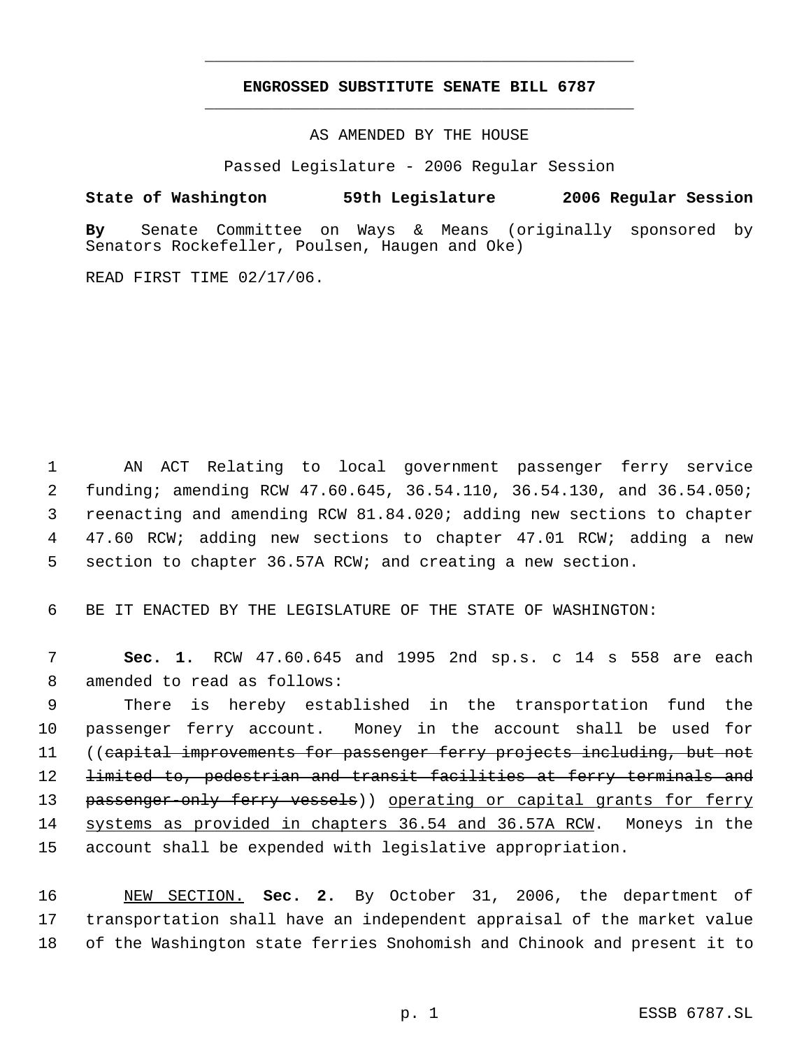**ENGROSSED SUBSTITUTE SENATE BILL 6787**

AS AMENDED BY THE HOUSE

Passed Legislature - 2006 Regular Session

**State of Washington 59th Legislature 2006 Regular Session**

**By** Senate Committee on Ways & Means (originally sponsored by Senators Rockefeller, Poulsen, Haugen and Oke)

READ FIRST TIME 02/17/06.

AN ACT Relating to local government passenger ferry service funding; amending RCW 47.60.645, 36.54.110, 36.54.130, and 36.54.050; reenacting and amending RCW 81.84.020; adding new sections to chapter 47.60 RCW; adding new sections to chapter 47.01 RCW; adding a new section to chapter 36.57A RCW; and creating a new section.

BE IT ENACTED BY THE LEGISLATURE OF THE STATE OF WASHINGTON:

**Sec. 1.** RCW 47.60.645 and 1995 2nd sp.s. c 14 s 558 are each amended to read as follows:

There is hereby established in the transportation fund the passenger ferry account. Money in the account shall be used for ((~~capital improvements for passenger ferry projects including, but not limited to, pedestrian and transit facilities at ferry terminals and passenger-only ferry vessels~~)) <u>operating or capital grants for ferry systems as provided in chapters 36.54 and 36.57A RCW</u>. Moneys in the account shall be expended with legislative appropriation.

<u>NEW SECTION.</u> **Sec. 2.** By October 31, 2006, the department of transportation shall have an independent appraisal of the market value of the Washington state ferries Snohomish and Chinook and present it to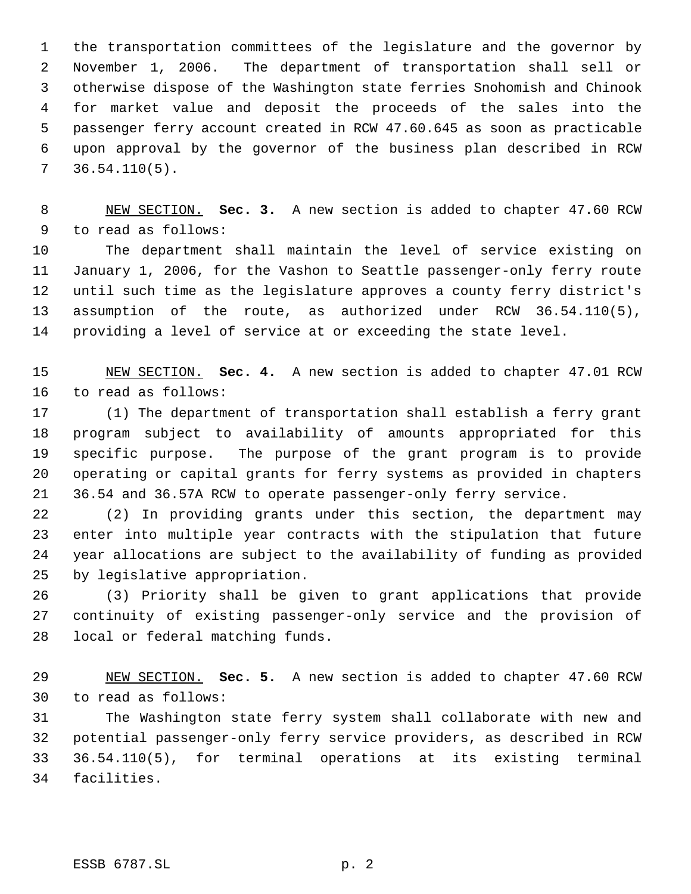the transportation committees of the legislature and the governor by November 1, 2006. The department of transportation shall sell or otherwise dispose of the Washington state ferries Snohomish and Chinook for market value and deposit the proceeds of the sales into the passenger ferry account created in RCW 47.60.645 as soon as practicable upon approval by the governor of the business plan described in RCW 36.54.110(5).

NEW SECTION. **Sec. 3.** A new section is added to chapter 47.60 RCW to read as follows:

The department shall maintain the level of service existing on January 1, 2006, for the Vashon to Seattle passenger-only ferry route until such time as the legislature approves a county ferry district's assumption of the route, as authorized under RCW 36.54.110(5), providing a level of service at or exceeding the state level.

NEW SECTION. **Sec. 4.** A new section is added to chapter 47.01 RCW to read as follows:

(1) The department of transportation shall establish a ferry grant program subject to availability of amounts appropriated for this specific purpose. The purpose of the grant program is to provide operating or capital grants for ferry systems as provided in chapters 36.54 and 36.57A RCW to operate passenger-only ferry service.

(2) In providing grants under this section, the department may enter into multiple year contracts with the stipulation that future year allocations are subject to the availability of funding as provided by legislative appropriation.

(3) Priority shall be given to grant applications that provide continuity of existing passenger-only service and the provision of local or federal matching funds.

NEW SECTION. **Sec. 5.** A new section is added to chapter 47.60 RCW to read as follows:

The Washington state ferry system shall collaborate with new and potential passenger-only ferry service providers, as described in RCW 36.54.110(5), for terminal operations at its existing terminal facilities.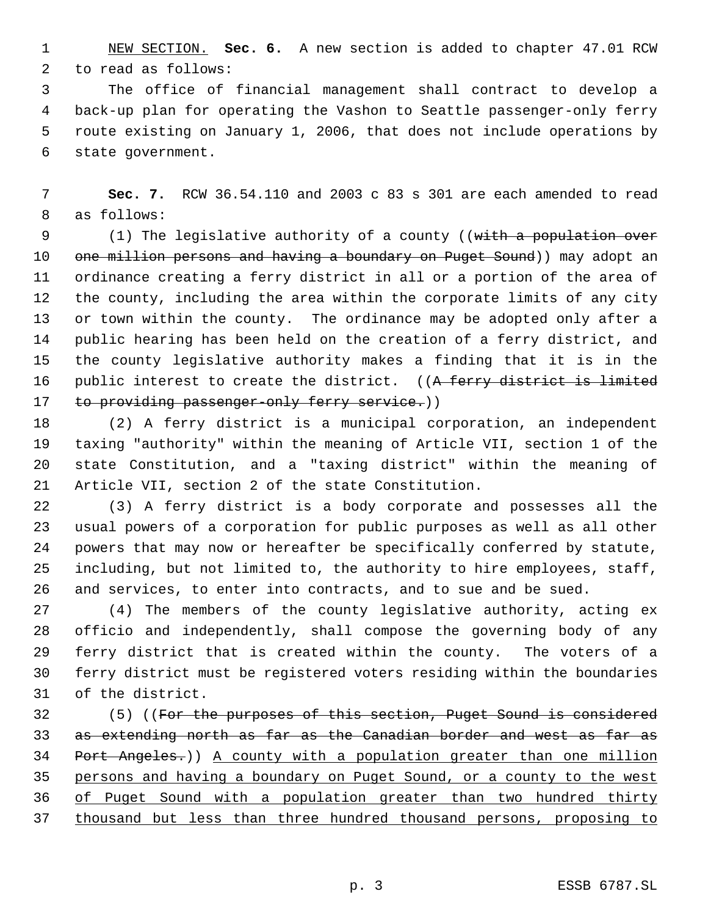NEW SECTION. **Sec. 6.** A new section is added to chapter 47.01 RCW to read as follows:

The office of financial management shall contract to develop a back-up plan for operating the Vashon to Seattle passenger-only ferry route existing on January 1, 2006, that does not include operations by state government.

**Sec. 7.** RCW 36.54.110 and 2003 c 83 s 301 are each amended to read as follows:

(1) The legislative authority of a county ((~~with a population over one million persons and having a boundary on Puget Sound~~)) may adopt an ordinance creating a ferry district in all or a portion of the area of the county, including the area within the corporate limits of any city or town within the county. The ordinance may be adopted only after a public hearing has been held on the creation of a ferry district, and the county legislative authority makes a finding that it is in the public interest to create the district. ((~~A ferry district is limited to providing passenger-only ferry service.~~))

(2) A ferry district is a municipal corporation, an independent taxing "authority" within the meaning of Article VII, section 1 of the state Constitution, and a "taxing district" within the meaning of Article VII, section 2 of the state Constitution.

(3) A ferry district is a body corporate and possesses all the usual powers of a corporation for public purposes as well as all other powers that may now or hereafter be specifically conferred by statute, including, but not limited to, the authority to hire employees, staff, and services, to enter into contracts, and to sue and be sued.

(4) The members of the county legislative authority, acting ex officio and independently, shall compose the governing body of any ferry district that is created within the county. The voters of a ferry district must be registered voters residing within the boundaries of the district.

(5) ((~~For the purposes of this section, Puget Sound is considered as extending north as far as the Canadian border and west as far as Port Angeles.~~)) <u>A county with a population greater than one million persons and having a boundary on Puget Sound, or a county to the west of Puget Sound with a population greater than two hundred thirty thousand but less than three hundred thousand persons, proposing to</u>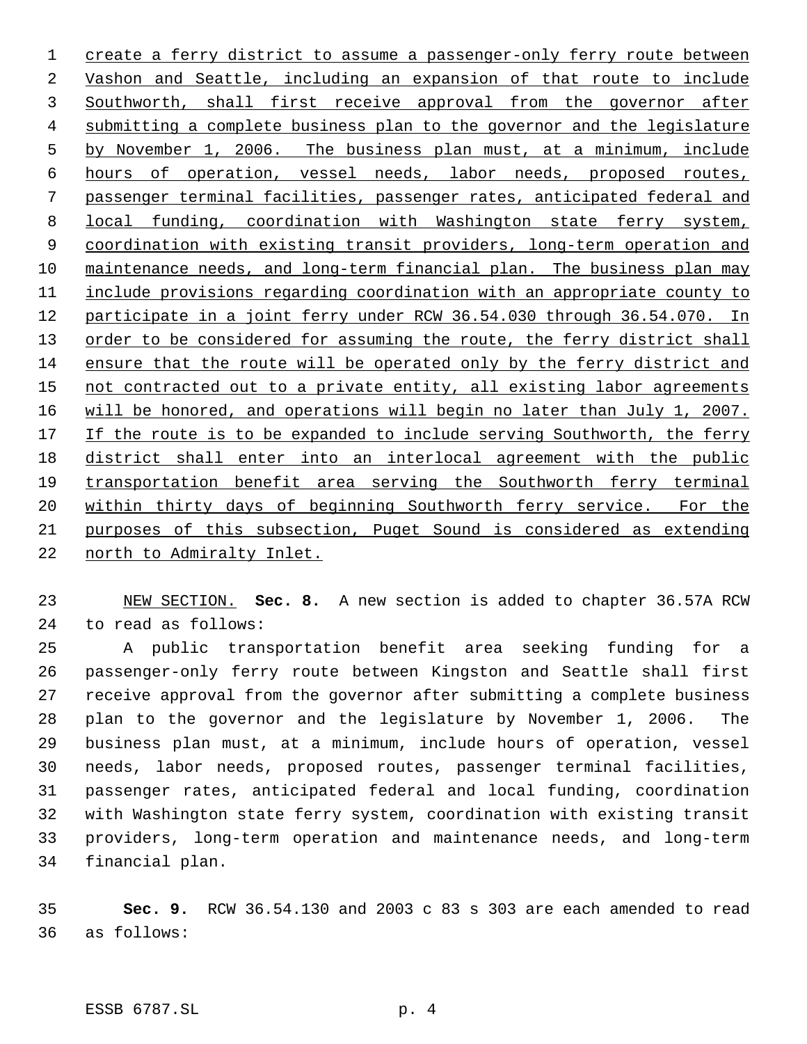create a ferry district to assume a passenger-only ferry route between Vashon and Seattle, including an expansion of that route to include Southworth, shall first receive approval from the governor after submitting a complete business plan to the governor and the legislature by November 1, 2006. The business plan must, at a minimum, include hours of operation, vessel needs, labor needs, proposed routes, passenger terminal facilities, passenger rates, anticipated federal and local funding, coordination with Washington state ferry system, coordination with existing transit providers, long-term operation and maintenance needs, and long-term financial plan. The business plan may include provisions regarding coordination with an appropriate county to participate in a joint ferry under RCW 36.54.030 through 36.54.070. In order to be considered for assuming the route, the ferry district shall ensure that the route will be operated only by the ferry district and not contracted out to a private entity, all existing labor agreements will be honored, and operations will begin no later than July 1, 2007. If the route is to be expanded to include serving Southworth, the ferry district shall enter into an interlocal agreement with the public transportation benefit area serving the Southworth ferry terminal within thirty days of beginning Southworth ferry service. For the purposes of this subsection, Puget Sound is considered as extending north to Admiralty Inlet.

NEW SECTION. **Sec. 8.** A new section is added to chapter 36.57A RCW to read as follows:

A public transportation benefit area seeking funding for a passenger-only ferry route between Kingston and Seattle shall first receive approval from the governor after submitting a complete business plan to the governor and the legislature by November 1, 2006. The business plan must, at a minimum, include hours of operation, vessel needs, labor needs, proposed routes, passenger terminal facilities, passenger rates, anticipated federal and local funding, coordination with Washington state ferry system, coordination with existing transit providers, long-term operation and maintenance needs, and long-term financial plan.

**Sec. 9.** RCW 36.54.130 and 2003 c 83 s 303 are each amended to read as follows: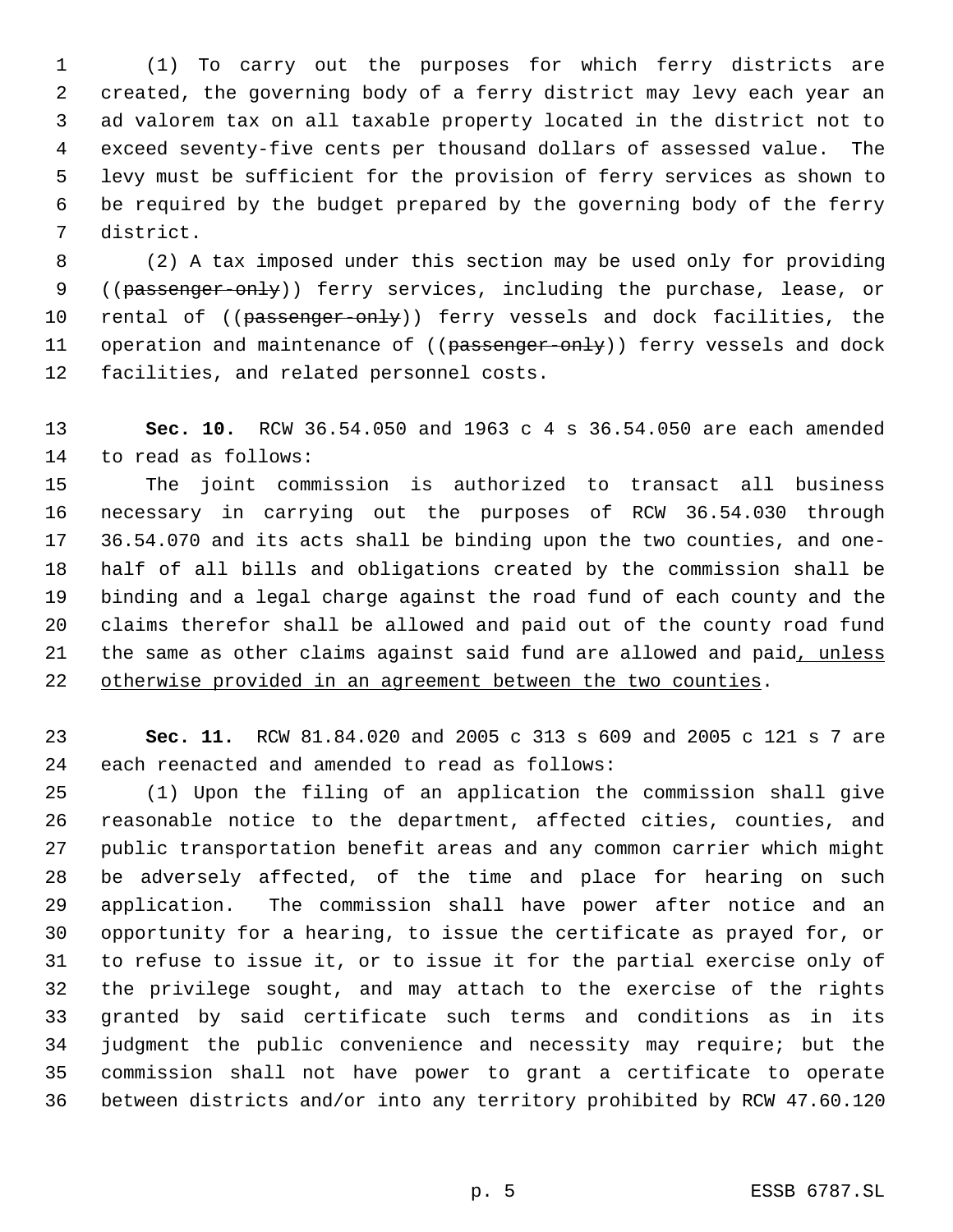(1) To carry out the purposes for which ferry districts are created, the governing body of a ferry district may levy each year an ad valorem tax on all taxable property located in the district not to exceed seventy-five cents per thousand dollars of assessed value. The levy must be sufficient for the provision of ferry services as shown to be required by the budget prepared by the governing body of the ferry district.

(2) A tax imposed under this section may be used only for providing ((~~passenger-only~~)) ferry services, including the purchase, lease, or rental of ((~~passenger-only~~)) ferry vessels and dock facilities, the operation and maintenance of ((~~passenger-only~~)) ferry vessels and dock facilities, and related personnel costs.

**Sec. 10.** RCW 36.54.050 and 1963 c 4 s 36.54.050 are each amended to read as follows:

The joint commission is authorized to transact all business necessary in carrying out the purposes of RCW 36.54.030 through 36.54.070 and its acts shall be binding upon the two counties, and one-half of all bills and obligations created by the commission shall be binding and a legal charge against the road fund of each county and the claims therefor shall be allowed and paid out of the county road fund the same as other claims against said fund are allowed and paid<u>, unless otherwise provided in an agreement between the two counties</u>.

**Sec. 11.** RCW 81.84.020 and 2005 c 313 s 609 and 2005 c 121 s 7 are each reenacted and amended to read as follows:

(1) Upon the filing of an application the commission shall give reasonable notice to the department, affected cities, counties, and public transportation benefit areas and any common carrier which might be adversely affected, of the time and place for hearing on such application. The commission shall have power after notice and an opportunity for a hearing, to issue the certificate as prayed for, or to refuse to issue it, or to issue it for the partial exercise only of the privilege sought, and may attach to the exercise of the rights granted by said certificate such terms and conditions as in its judgment the public convenience and necessity may require; but the commission shall not have power to grant a certificate to operate between districts and/or into any territory prohibited by RCW 47.60.120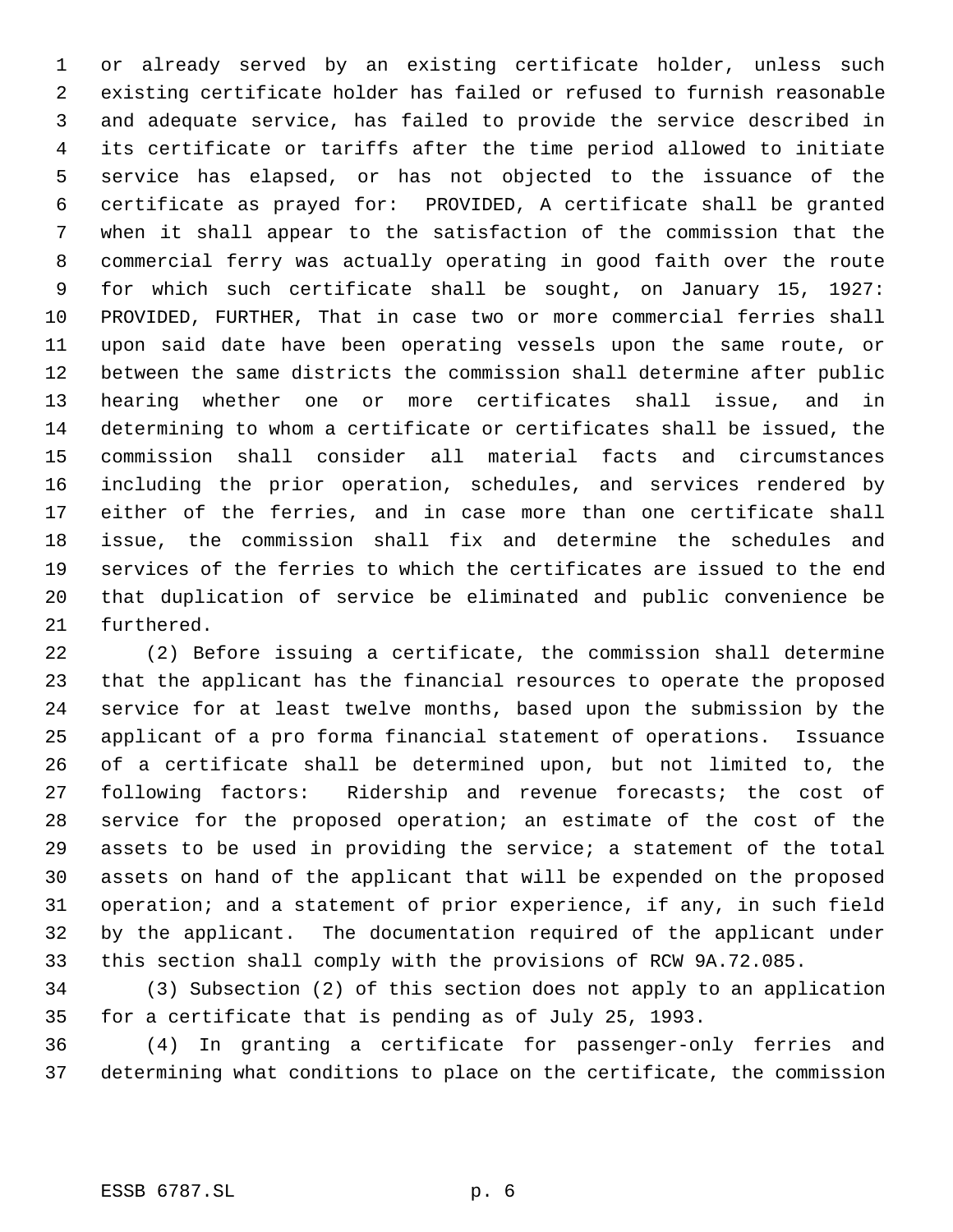or already served by an existing certificate holder, unless such existing certificate holder has failed or refused to furnish reasonable and adequate service, has failed to provide the service described in its certificate or tariffs after the time period allowed to initiate service has elapsed, or has not objected to the issuance of the certificate as prayed for: PROVIDED, A certificate shall be granted when it shall appear to the satisfaction of the commission that the commercial ferry was actually operating in good faith over the route for which such certificate shall be sought, on January 15, 1927: PROVIDED, FURTHER, That in case two or more commercial ferries shall upon said date have been operating vessels upon the same route, or between the same districts the commission shall determine after public hearing whether one or more certificates shall issue, and in determining to whom a certificate or certificates shall be issued, the commission shall consider all material facts and circumstances including the prior operation, schedules, and services rendered by either of the ferries, and in case more than one certificate shall issue, the commission shall fix and determine the schedules and services of the ferries to which the certificates are issued to the end that duplication of service be eliminated and public convenience be furthered.

(2) Before issuing a certificate, the commission shall determine that the applicant has the financial resources to operate the proposed service for at least twelve months, based upon the submission by the applicant of a pro forma financial statement of operations. Issuance of a certificate shall be determined upon, but not limited to, the following factors: Ridership and revenue forecasts; the cost of service for the proposed operation; an estimate of the cost of the assets to be used in providing the service; a statement of the total assets on hand of the applicant that will be expended on the proposed operation; and a statement of prior experience, if any, in such field by the applicant. The documentation required of the applicant under this section shall comply with the provisions of RCW 9A.72.085.

(3) Subsection (2) of this section does not apply to an application for a certificate that is pending as of July 25, 1993.

(4) In granting a certificate for passenger-only ferries and determining what conditions to place on the certificate, the commission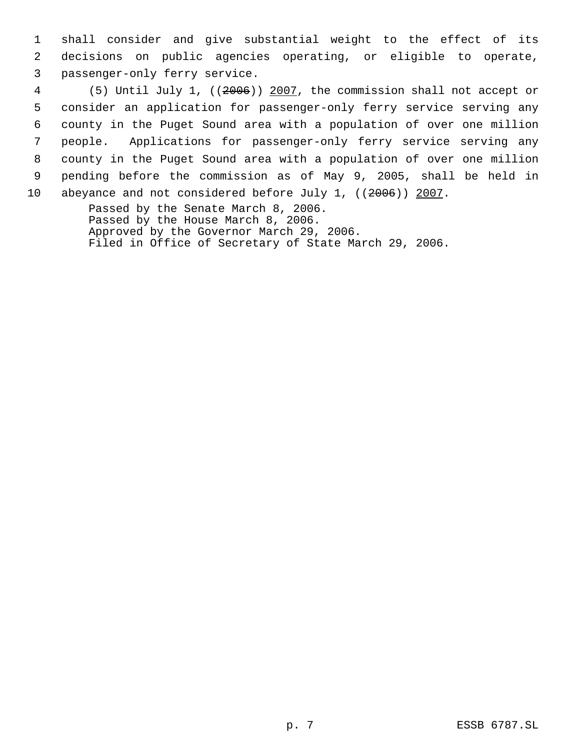shall consider and give substantial weight to the effect of its decisions on public agencies operating, or eligible to operate, passenger-only ferry service.

(5) Until July 1, ((~~2006~~)) <u>2007</u>, the commission shall not accept or consider an application for passenger-only ferry service serving any county in the Puget Sound area with a population of over one million people. Applications for passenger-only ferry service serving any county in the Puget Sound area with a population of over one million pending before the commission as of May 9, 2005, shall be held in abeyance and not considered before July 1, ((~~2006~~)) <u>2007</u>.

Passed by the Senate March 8, 2006.
Passed by the House March 8, 2006.
Approved by the Governor March 29, 2006.
Filed in Office of Secretary of State March 29, 2006.